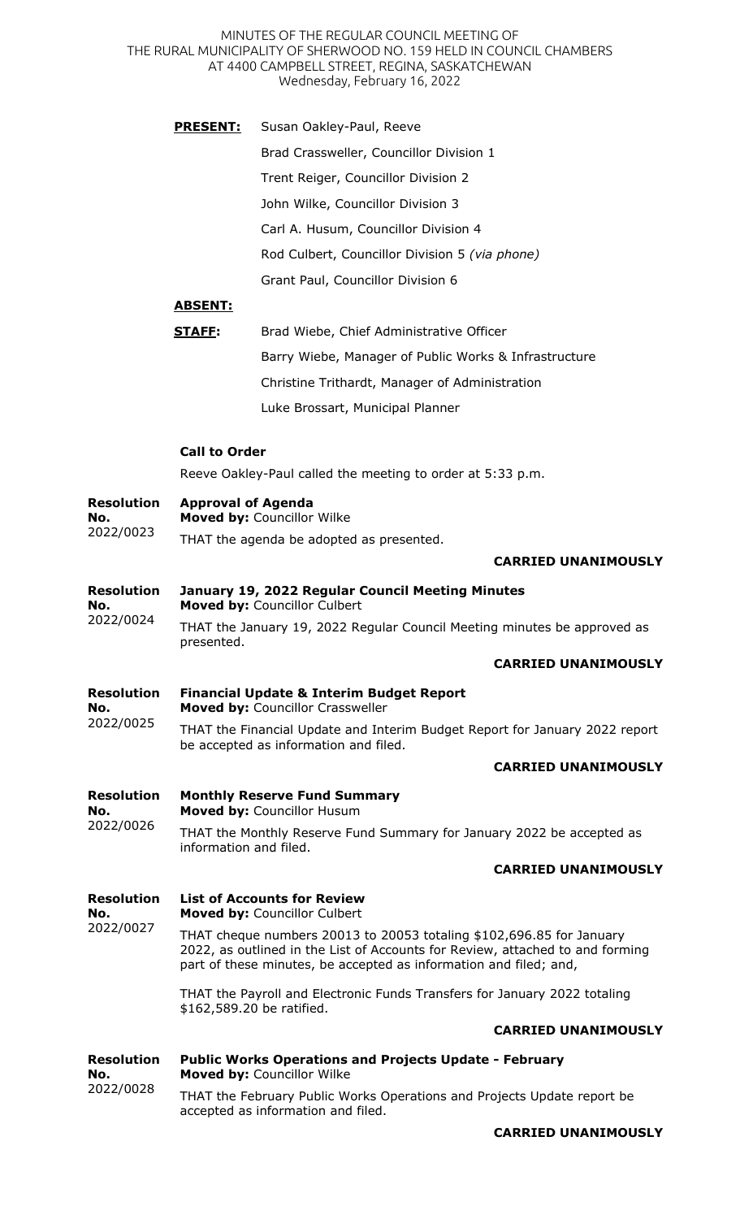MINUTES OF THE REGULAR COUNCIL MEETING OF
THE RURAL MUNICIPALITY OF SHERWOOD NO. 159 HELD IN COUNCIL CHAMBERS
AT 4400 CAMPBELL STREET, REGINA, SASKATCHEWAN
Wednesday, February 16, 2022

**PRESENT:** Susan Oakley-Paul, Reeve
Brad Crassweller, Councillor Division 1
Trent Reiger, Councillor Division 2
John Wilke, Councillor Division 3
Carl A. Husum, Councillor Division 4
Rod Culbert, Councillor Division 5 *(via phone)*
Grant Paul, Councillor Division 6

**ABSENT:**

**STAFF:** Brad Wiebe, Chief Administrative Officer
Barry Wiebe, Manager of Public Works & Infrastructure
Christine Trithardt, Manager of Administration
Luke Brossart, Municipal Planner

**Call to Order**

Reeve Oakley-Paul called the meeting to order at 5:33 p.m.

**Resolution No. 2022/0023**

**Approval of Agenda**
**Moved by:** Councillor Wilke

THAT the agenda be adopted as presented.

**CARRIED UNANIMOUSLY**

**Resolution No. 2022/0024**

**January 19, 2022 Regular Council Meeting Minutes**
**Moved by:** Councillor Culbert

THAT the January 19, 2022 Regular Council Meeting minutes be approved as presented.

**CARRIED UNANIMOUSLY**

**Resolution No. 2022/0025**

**Financial Update & Interim Budget Report**
**Moved by:** Councillor Crassweller

THAT the Financial Update and Interim Budget Report for January 2022 report be accepted as information and filed.

**CARRIED UNANIMOUSLY**

**Resolution No. 2022/0026**

**Monthly Reserve Fund Summary**
**Moved by:** Councillor Husum

THAT the Monthly Reserve Fund Summary for January 2022 be accepted as information and filed.

**CARRIED UNANIMOUSLY**

**Resolution No. 2022/0027**

**List of Accounts for Review**
**Moved by:** Councillor Culbert

THAT cheque numbers 20013 to 20053 totaling $102,696.85 for January 2022, as outlined in the List of Accounts for Review, attached to and forming part of these minutes, be accepted as information and filed; and,

THAT the Payroll and Electronic Funds Transfers for January 2022 totaling $162,589.20 be ratified.

**CARRIED UNANIMOUSLY**

**Resolution No. 2022/0028**

**Public Works Operations and Projects Update - February**
**Moved by:** Councillor Wilke

THAT the February Public Works Operations and Projects Update report be accepted as information and filed.

**CARRIED UNANIMOUSLY**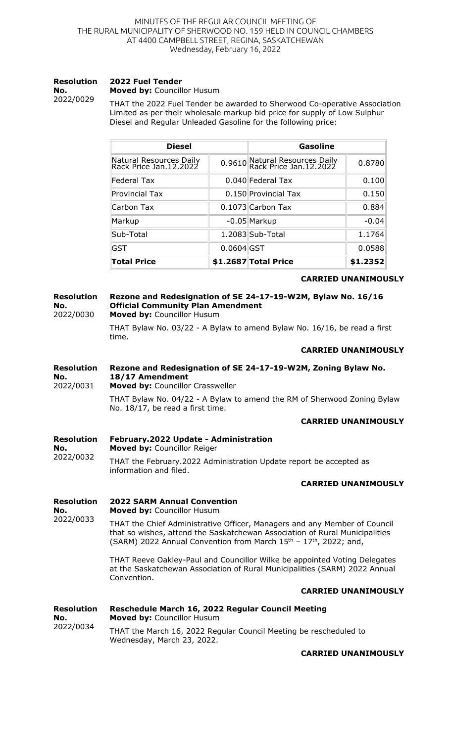MINUTES OF THE REGULAR COUNCIL MEETING OF THE RURAL MUNICIPALITY OF SHERWOOD NO. 159 HELD IN COUNCIL CHAMBERS AT 4400 CAMPBELL STREET, REGINA, SASKATCHEWAN
Wednesday, February 16, 2022

**Resolution No.** 2022/0029

**2022 Fuel Tender**
**Moved by:** Councillor Husum

THAT the 2022 Fuel Tender be awarded to Sherwood Co-operative Association Limited as per their wholesale markup bid price for supply of Low Sulphur Diesel and Regular Unleaded Gasoline for the following price:

| Diesel | | Gasoline | |
|---|---|---|---|
| Natural Resources Daily Rack Price Jan.12.2022 | 0.9610 | Natural Resources Daily Rack Price Jan.12.2022 | 0.8780 |
| Federal Tax | 0.040 | Federal Tax | 0.100 |
| Provincial Tax | 0.150 | Provincial Tax | 0.150 |
| Carbon Tax | 0.1073 | Carbon Tax | 0.884 |
| Markup | -0.05 | Markup | -0.04 |
| Sub-Total | 1.2083 | Sub-Total | 1.1764 |
| GST | 0.0604 | GST | 0.0588 |
| **Total Price** | **$1.2687** | **Total Price** | **$1.2352** |

**CARRIED UNANIMOUSLY**

**Resolution No.** 2022/0030

**Rezone and Redesignation of SE 24-17-19-W2M, Bylaw No. 16/16 Official Community Plan Amendment**
**Moved by:** Councillor Husum

THAT Bylaw No. 03/22 - A Bylaw to amend Bylaw No. 16/16, be read a first time.

**CARRIED UNANIMOUSLY**

**Resolution No.** 2022/0031

**Rezone and Redesignation of SE 24-17-19-W2M, Zoning Bylaw No. 18/17 Amendment**
**Moved by:** Councillor Crassweller

THAT Bylaw No. 04/22 - A Bylaw to amend the RM of Sherwood Zoning Bylaw No. 18/17, be read a first time.

**CARRIED UNANIMOUSLY**

**Resolution No.** 2022/0032

**February.2022 Update - Administration**
**Moved by:** Councillor Reiger

THAT the February.2022 Administration Update report be accepted as information and filed.

**CARRIED UNANIMOUSLY**

**Resolution No.** 2022/0033

**2022 SARM Annual Convention**
**Moved by:** Councillor Husum

THAT the Chief Administrative Officer, Managers and any Member of Council that so wishes, attend the Saskatchewan Association of Rural Municipalities (SARM) 2022 Annual Convention from March 15th – 17th, 2022; and,

THAT Reeve Oakley-Paul and Councillor Wilke be appointed Voting Delegates at the Saskatchewan Association of Rural Municipalities (SARM) 2022 Annual Convention.

**CARRIED UNANIMOUSLY**

**Resolution No.** 2022/0034

**Reschedule March 16, 2022 Regular Council Meeting**
**Moved by:** Councillor Husum

THAT the March 16, 2022 Regular Council Meeting be rescheduled to Wednesday, March 23, 2022.

**CARRIED UNANIMOUSLY**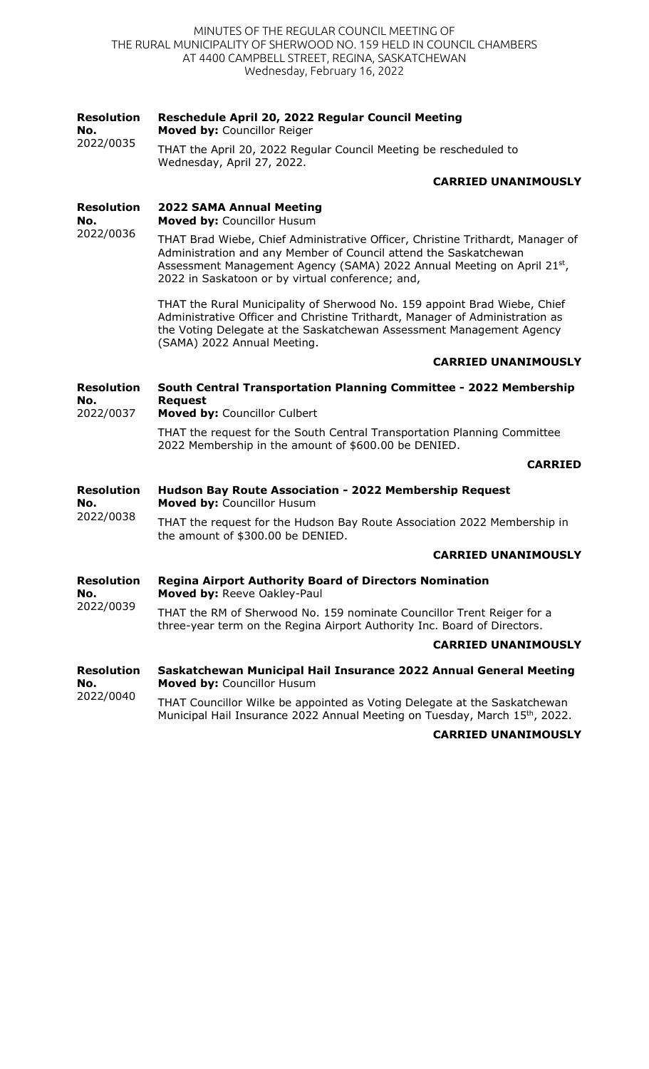| Resolution No. | |
|---|---|
| 2022/0035 | **Reschedule April 20, 2022 Regular Council Meeting**<br>**Moved by:** Councillor Reiger<br><br>THAT the April 20, 2022 Regular Council Meeting be rescheduled to Wednesday, April 27, 2022.<br><br>**CARRIED UNANIMOUSLY** |
| 2022/0036 | **2022 SAMA Annual Meeting**<br>**Moved by:** Councillor Husum<br><br>THAT Brad Wiebe, Chief Administrative Officer, Christine Trithardt, Manager of Administration and any Member of Council attend the Saskatchewan Assessment Management Agency (SAMA) 2022 Annual Meeting on April 21st, 2022 in Saskatoon or by virtual conference; and,<br><br>THAT the Rural Municipality of Sherwood No. 159 appoint Brad Wiebe, Chief Administrative Officer and Christine Trithardt, Manager of Administration as the Voting Delegate at the Saskatchewan Assessment Management Agency (SAMA) 2022 Annual Meeting.<br><br>**CARRIED UNANIMOUSLY** |
| 2022/0037 | **South Central Transportation Planning Committee - 2022 Membership Request**<br>**Moved by:** Councillor Culbert<br><br>THAT the request for the South Central Transportation Planning Committee 2022 Membership in the amount of $600.00 be DENIED.<br><br>**CARRIED** |
| 2022/0038 | **Hudson Bay Route Association - 2022 Membership Request**<br>**Moved by:** Councillor Husum<br><br>THAT the request for the Hudson Bay Route Association 2022 Membership in the amount of $300.00 be DENIED.<br><br>**CARRIED UNANIMOUSLY** |
| 2022/0039 | **Regina Airport Authority Board of Directors Nomination**<br>**Moved by:** Reeve Oakley-Paul<br><br>THAT the RM of Sherwood No. 159 nominate Councillor Trent Reiger for a three-year term on the Regina Airport Authority Inc. Board of Directors.<br><br>**CARRIED UNANIMOUSLY** |
| 2022/0040 | **Saskatchewan Municipal Hail Insurance 2022 Annual General Meeting**<br>**Moved by:** Councillor Husum<br><br>THAT Councillor Wilke be appointed as Voting Delegate at the Saskatchewan Municipal Hail Insurance 2022 Annual Meeting on Tuesday, March 15th, 2022.<br><br>**CARRIED UNANIMOUSLY** |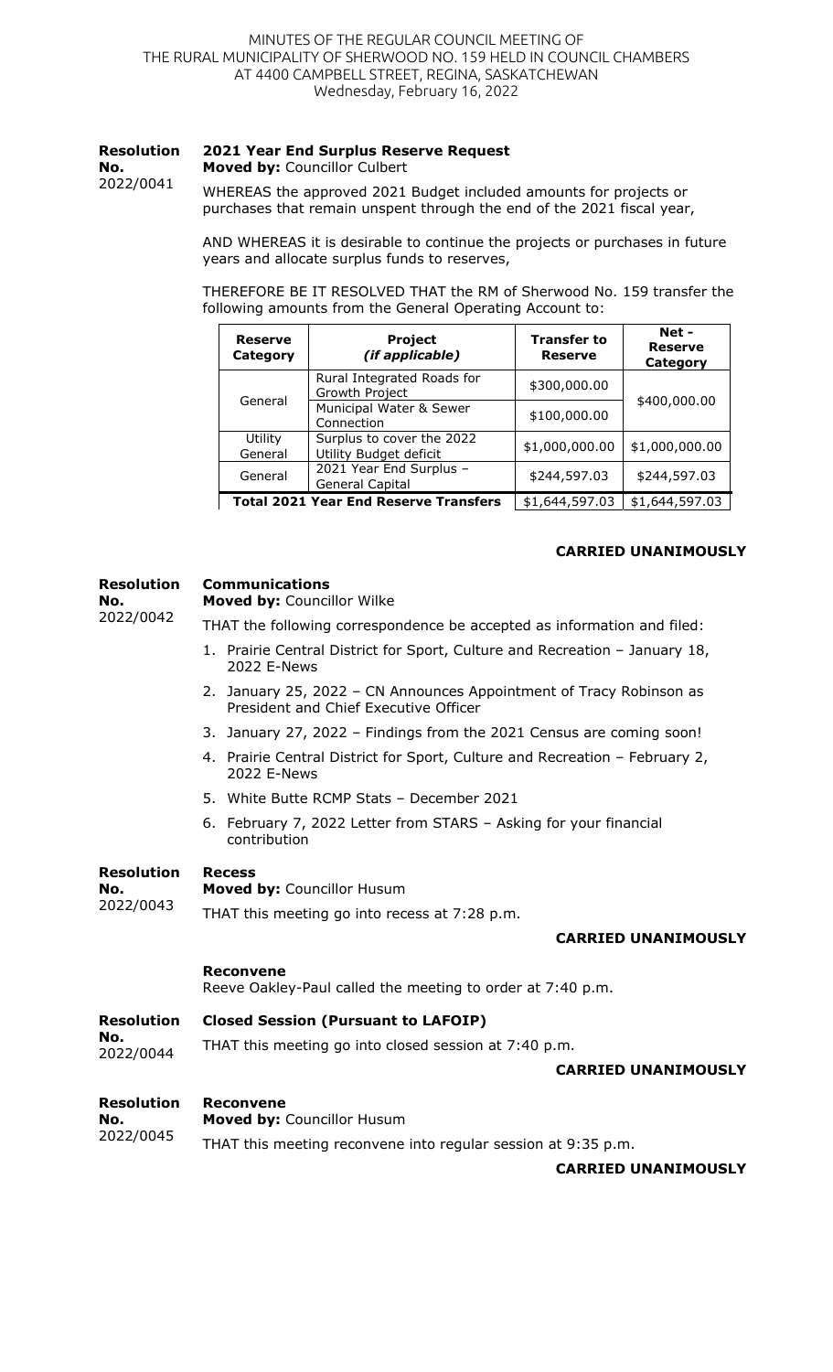MINUTES OF THE REGULAR COUNCIL MEETING OF THE RURAL MUNICIPALITY OF SHERWOOD NO. 159 HELD IN COUNCIL CHAMBERS AT 4400 CAMPBELL STREET, REGINA, SASKATCHEWAN
Wednesday, February 16, 2022

**Resolution No.** 2022/0041

**2021 Year End Surplus Reserve Request**
**Moved by:** Councillor Culbert

WHEREAS the approved 2021 Budget included amounts for projects or purchases that remain unspent through the end of the 2021 fiscal year,

AND WHEREAS it is desirable to continue the projects or purchases in future years and allocate surplus funds to reserves,

THEREFORE BE IT RESOLVED THAT the RM of Sherwood No. 159 transfer the following amounts from the General Operating Account to:

| Reserve Category | Project *(if applicable)* | Transfer to Reserve | Net - Reserve Category |
|---|---|---|---|
| General | Rural Integrated Roads for Growth Project | $300,000.00 | $400,000.00 |
| | Municipal Water & Sewer Connection | $100,000.00 | |
| Utility General | Surplus to cover the 2022 Utility Budget deficit | $1,000,000.00 | $1,000,000.00 |
| General | 2021 Year End Surplus – General Capital | $244,597.03 | $244,597.03 |
| **Total 2021 Year End Reserve Transfers** | | $1,644,597.03 | $1,644,597.03 |

**CARRIED UNANIMOUSLY**

**Resolution No.** 2022/0042

**Communications**
**Moved by:** Councillor Wilke

THAT the following correspondence be accepted as information and filed:

1. Prairie Central District for Sport, Culture and Recreation – January 18, 2022 E-News
2. January 25, 2022 – CN Announces Appointment of Tracy Robinson as President and Chief Executive Officer
3. January 27, 2022 – Findings from the 2021 Census are coming soon!
4. Prairie Central District for Sport, Culture and Recreation – February 2, 2022 E-News
5. White Butte RCMP Stats – December 2021
6. February 7, 2022 Letter from STARS – Asking for your financial contribution

**Resolution No.** 2022/0043

**Recess**
**Moved by:** Councillor Husum

THAT this meeting go into recess at 7:28 p.m.

**CARRIED UNANIMOUSLY**

**Reconvene**

Reeve Oakley-Paul called the meeting to order at 7:40 p.m.

**Resolution No.** 2022/0044

**Closed Session (Pursuant to LAFOIP)**

THAT this meeting go into closed session at 7:40 p.m.

**CARRIED UNANIMOUSLY**

**Resolution No.** 2022/0045

**Reconvene**
**Moved by:** Councillor Husum

THAT this meeting reconvene into regular session at 9:35 p.m.

**CARRIED UNANIMOUSLY**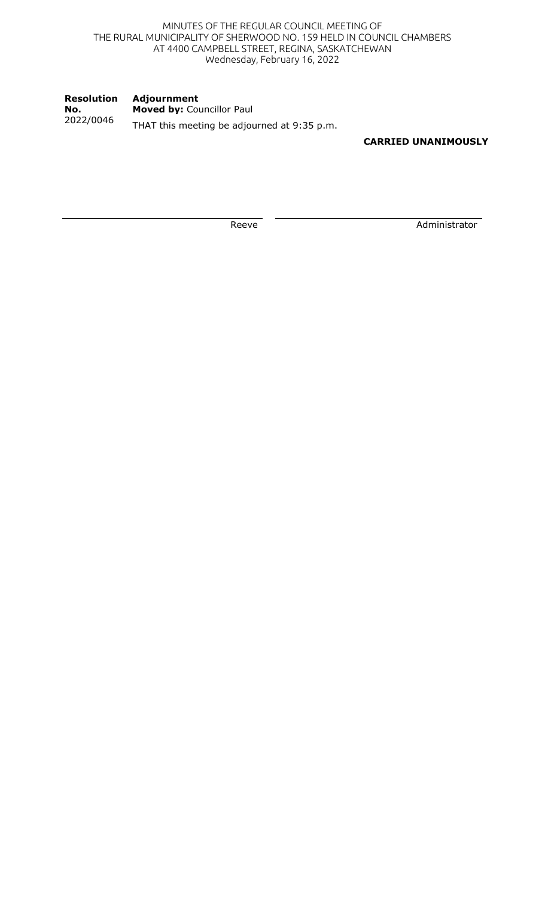**Resolution No.** 2022/0046

**Adjournment**

**Moved by:** Councillor Paul

THAT this meeting be adjourned at 9:35 p.m.

**CARRIED UNANIMOUSLY**

\_\_\_\_\_\_\_\_\_\_\_\_\_\_\_\_\_\_\_\_\_\_\_\_\_\_\_\_\_\_
Reeve

\_\_\_\_\_\_\_\_\_\_\_\_\_\_\_\_\_\_\_\_\_\_\_\_\_\_\_\_\_\_
Administrator